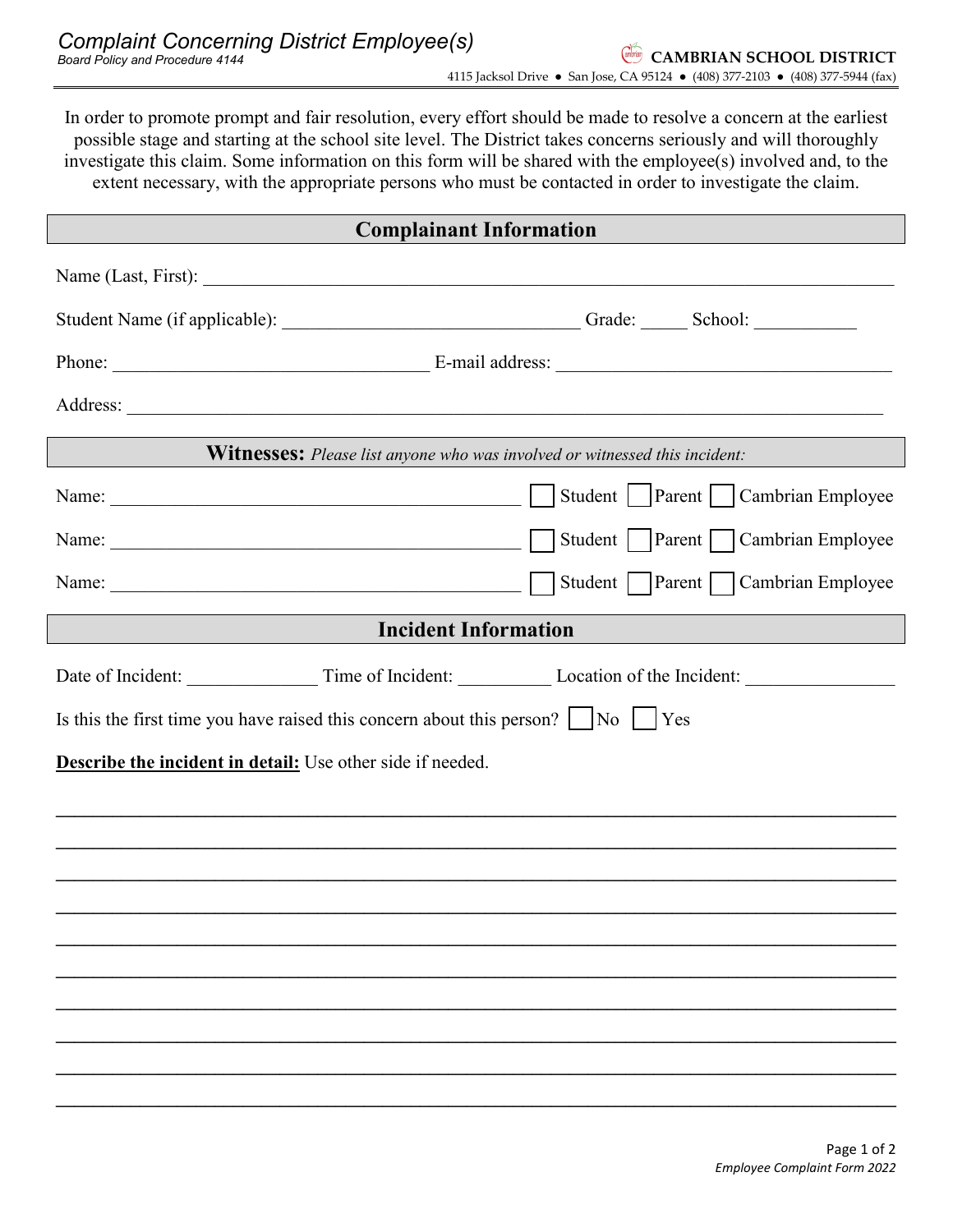# Complaint Concerning District Employee(s)

*Board Policy and Procedure 4144*

**CAMBRIAN SCHOOL DISTRICT**

4115 Jacksol Drive ● San Jose, CA 95124 ● (408) 377-2103 ● (408) 377-5944 (fax)

In order to promote prompt and fair resolution, every effort should be made to resolve a concern at the earliest possible stage and starting at the school site level. The District takes concerns seriously and will thoroughly investigate this claim. Some information on this form will be shared with the employee(s) involved and, to the extent necessary, with the appropriate persons who must be contacted in order to investigate the claim.

## Complainant Information

Name (Last, First): ______________________________________________

Student Name (if applicable): ______________________ Grade: _____ School: ___________

Phone: ______________________ E-mail address: ______________________

Address: ______________________________________________

## Witnesses: *Please list anyone who was involved or witnessed this incident:*

Name: ______________________________ ☐ Student ☐ Parent ☐ Cambrian Employee

Name: ______________________________ ☐ Student ☐ Parent ☐ Cambrian Employee

Name: ______________________________ ☐ Student ☐ Parent ☐ Cambrian Employee

## Incident Information

Date of Incident: ______________ Time of Incident: __________ Location of the Incident: _______________

Is this the first time you have raised this concern about this person? ☐ No ☐ Yes

**Describe the incident in detail:** Use other side if needed.

______________________________________________

______________________________________________

______________________________________________

______________________________________________

______________________________________________

______________________________________________

______________________________________________

______________________________________________

______________________________________________

______________________________________________

*Employee Complaint Form 2022*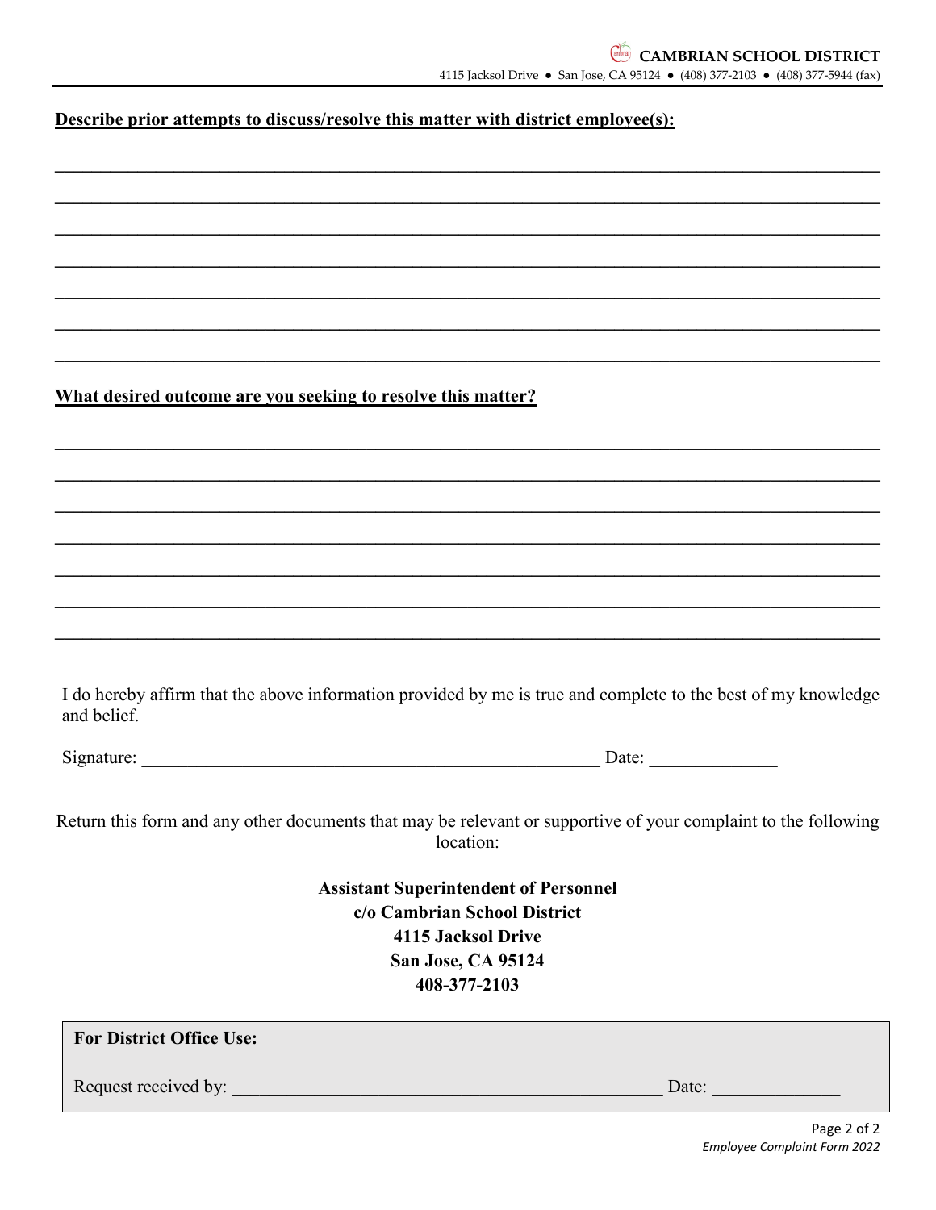**Describe prior attempts to discuss/resolve this matter with district employee(s):**

_______________________________________________________________________________

_______________________________________________________________________________

_______________________________________________________________________________

_______________________________________________________________________________

_______________________________________________________________________________

_______________________________________________________________________________

_______________________________________________________________________________

**What desired outcome are you seeking to resolve this matter?**

_______________________________________________________________________________

_______________________________________________________________________________

_______________________________________________________________________________

_______________________________________________________________________________

_______________________________________________________________________________

_______________________________________________________________________________

_______________________________________________________________________________

I do hereby affirm that the above information provided by me is true and complete to the best of my knowledge and belief.

Signature: ____________________________________________ Date: ______________

Return this form and any other documents that may be relevant or supportive of your complaint to the following location:

**Assistant Superintendent of Personnel**
**c/o Cambrian School District**
**4115 Jacksol Drive**
**San Jose, CA 95124**
**408-377-2103**

**For District Office Use:**

Request received by: ________________________________________ Date: ______________